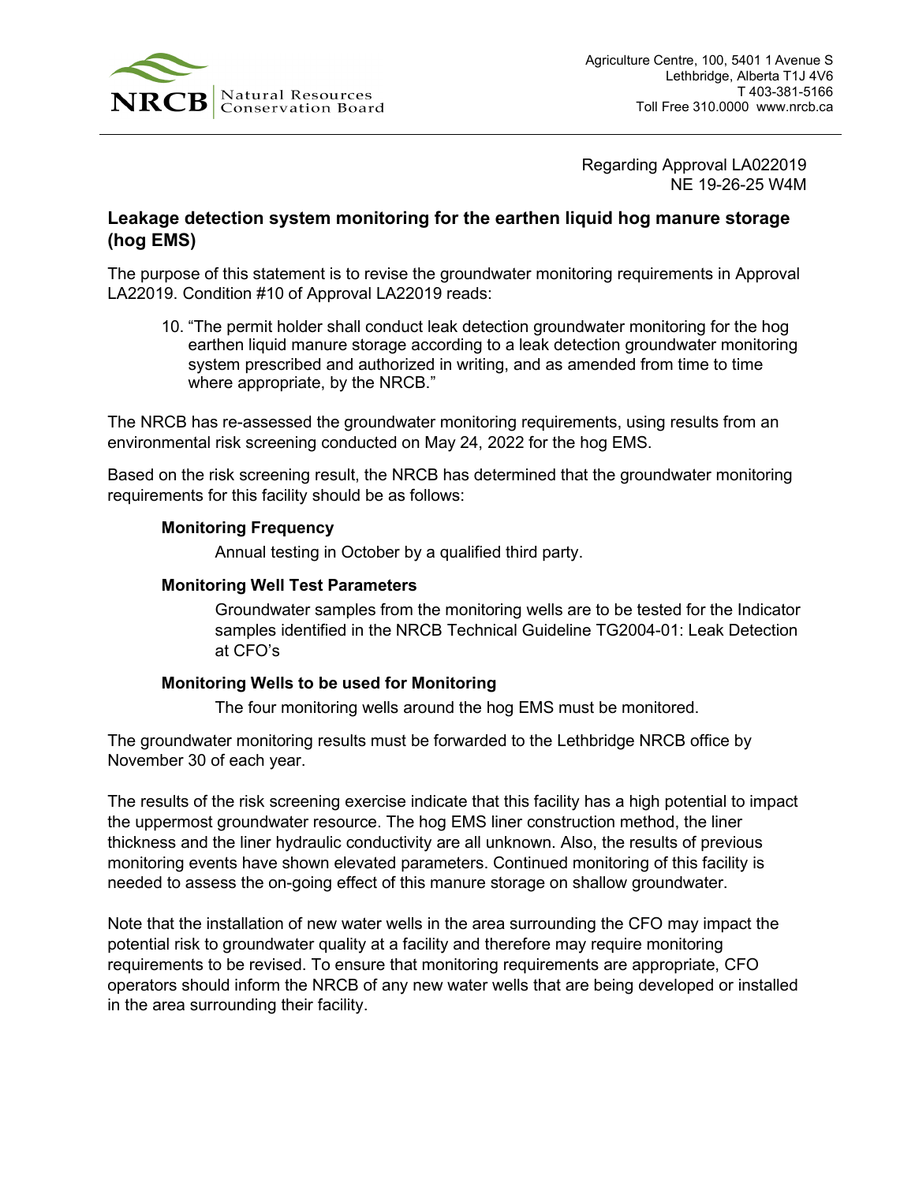NRCB Natural Resources Conservation Board

Agriculture Centre, 100, 5401 1 Avenue S
Lethbridge, Alberta T1J 4V6
T 403-381-5166
Toll Free 310.0000 www.nrcb.ca

Regarding Approval LA022019
NE 19-26-25 W4M

## Leakage detection system monitoring for the earthen liquid hog manure storage (hog EMS)

The purpose of this statement is to revise the groundwater monitoring requirements in Approval LA22019. Condition #10 of Approval LA22019 reads:

> 10. "The permit holder shall conduct leak detection groundwater monitoring for the hog earthen liquid manure storage according to a leak detection groundwater monitoring system prescribed and authorized in writing, and as amended from time to time where appropriate, by the NRCB."

The NRCB has re-assessed the groundwater monitoring requirements, using results from an environmental risk screening conducted on May 24, 2022 for the hog EMS.

Based on the risk screening result, the NRCB has determined that the groundwater monitoring requirements for this facility should be as follows:

**Monitoring Frequency**

Annual testing in October by a qualified third party.

**Monitoring Well Test Parameters**

Groundwater samples from the monitoring wells are to be tested for the Indicator samples identified in the NRCB Technical Guideline TG2004-01: Leak Detection at CFO's

**Monitoring Wells to be used for Monitoring**

The four monitoring wells around the hog EMS must be monitored.

The groundwater monitoring results must be forwarded to the Lethbridge NRCB office by November 30 of each year.

The results of the risk screening exercise indicate that this facility has a high potential to impact the uppermost groundwater resource. The hog EMS liner construction method, the liner thickness and the liner hydraulic conductivity are all unknown. Also, the results of previous monitoring events have shown elevated parameters. Continued monitoring of this facility is needed to assess the on-going effect of this manure storage on shallow groundwater.

Note that the installation of new water wells in the area surrounding the CFO may impact the potential risk to groundwater quality at a facility and therefore may require monitoring requirements to be revised. To ensure that monitoring requirements are appropriate, CFO operators should inform the NRCB of any new water wells that are being developed or installed in the area surrounding their facility.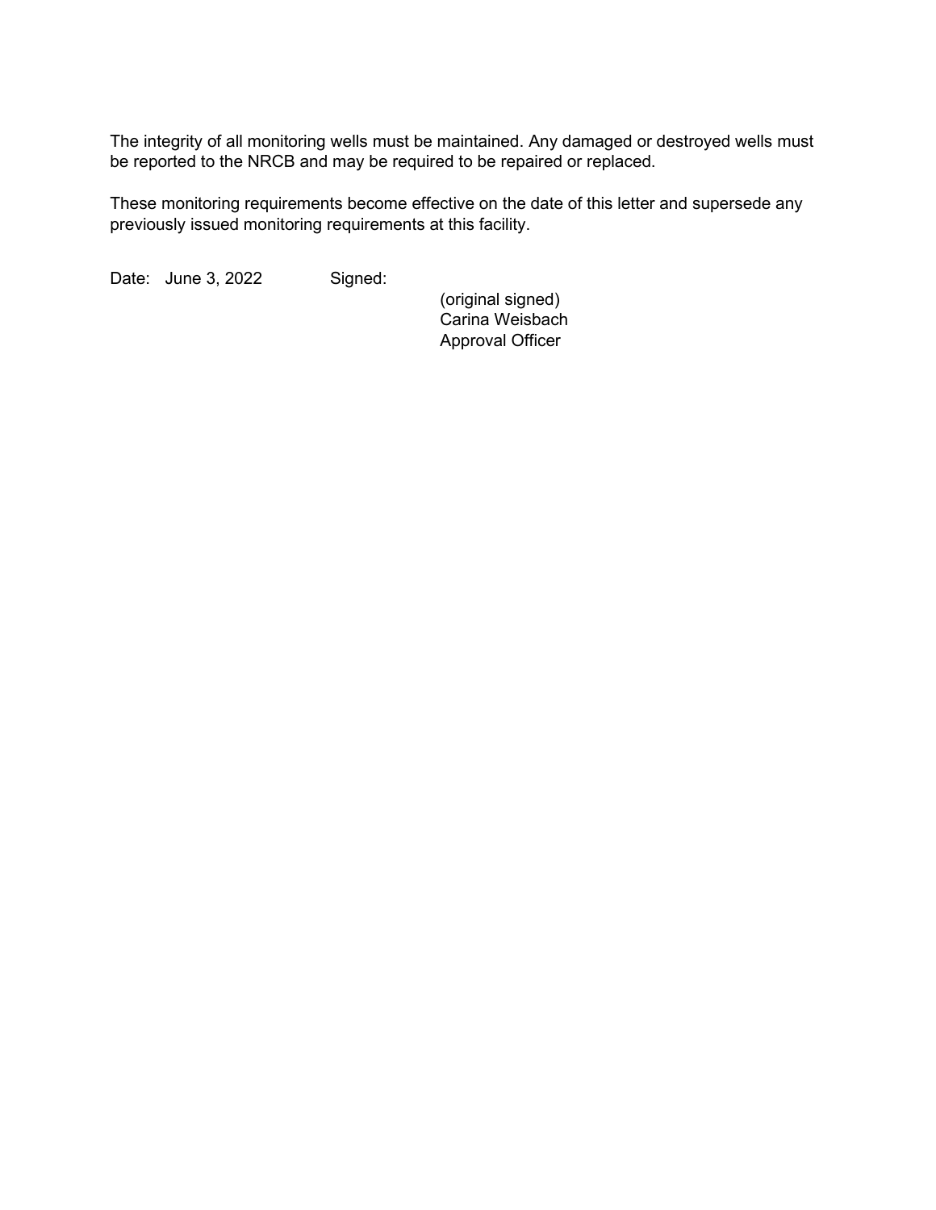The integrity of all monitoring wells must be maintained. Any damaged or destroyed wells must be reported to the NRCB and may be required to be repaired or replaced.

These monitoring requirements become effective on the date of this letter and supersede any previously issued monitoring requirements at this facility.

Date: June 3, 2022 Signed:

(original signed)
Carina Weisbach
Approval Officer